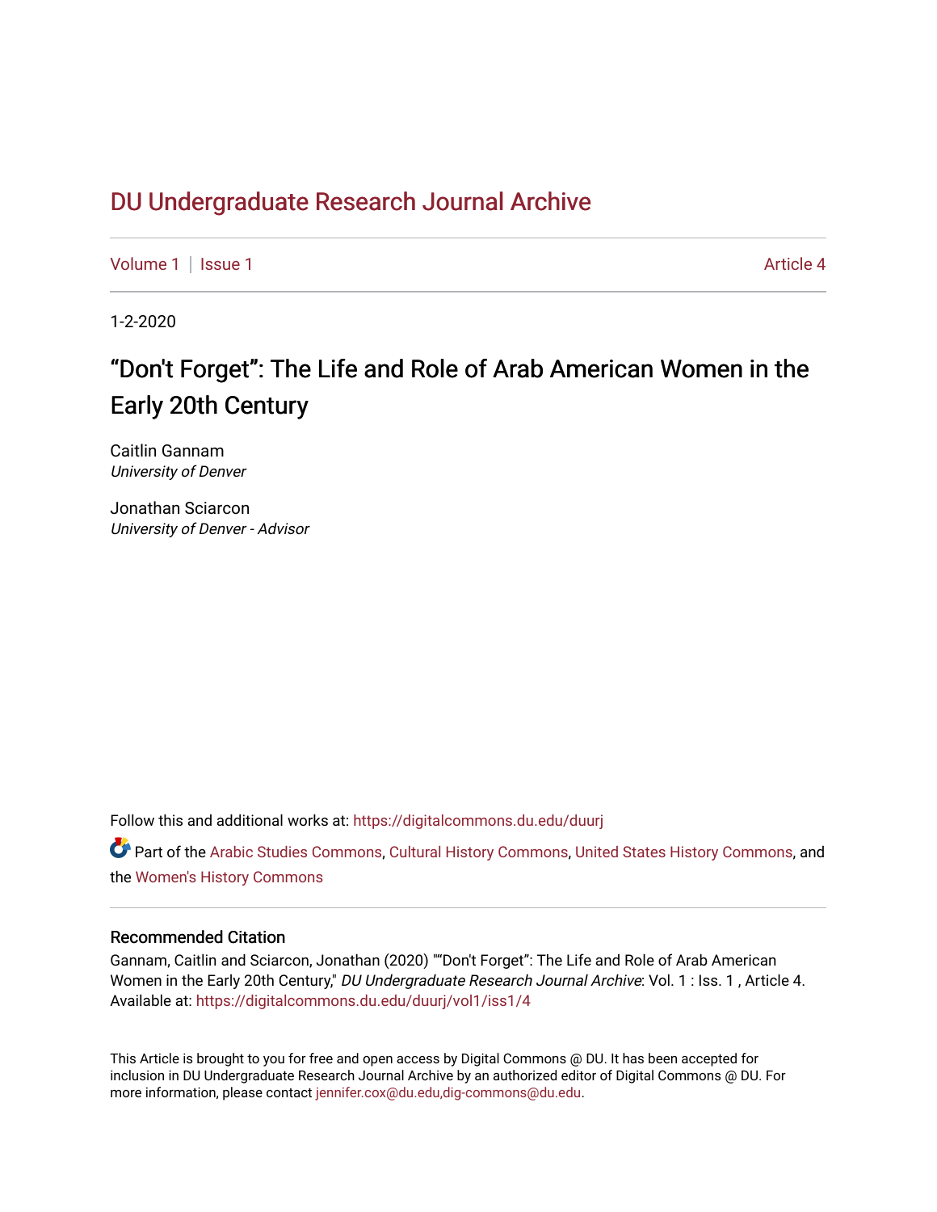# DU Undergraduate Research Journal Archive

Volume 1 | Issue 1 Article 4

1-2-2020

## “Don't Forget”: The Life and Role of Arab American Women in the Early 20th Century

Caitlin Gannam
*University of Denver*

Jonathan Sciarcon
*University of Denver - Advisor*

Follow this and additional works at: https://digitalcommons.du.edu/duurj

Part of the Arabic Studies Commons, Cultural History Commons, United States History Commons, and the Women's History Commons

### Recommended Citation

Gannam, Caitlin and Sciarcon, Jonathan (2020) ""Don't Forget": The Life and Role of Arab American Women in the Early 20th Century," *DU Undergraduate Research Journal Archive*: Vol. 1 : Iss. 1 , Article 4. Available at: https://digitalcommons.du.edu/duurj/vol1/iss1/4

This Article is brought to you for free and open access by Digital Commons @ DU. It has been accepted for inclusion in DU Undergraduate Research Journal Archive by an authorized editor of Digital Commons @ DU. For more information, please contact jennifer.cox@du.edu,dig-commons@du.edu.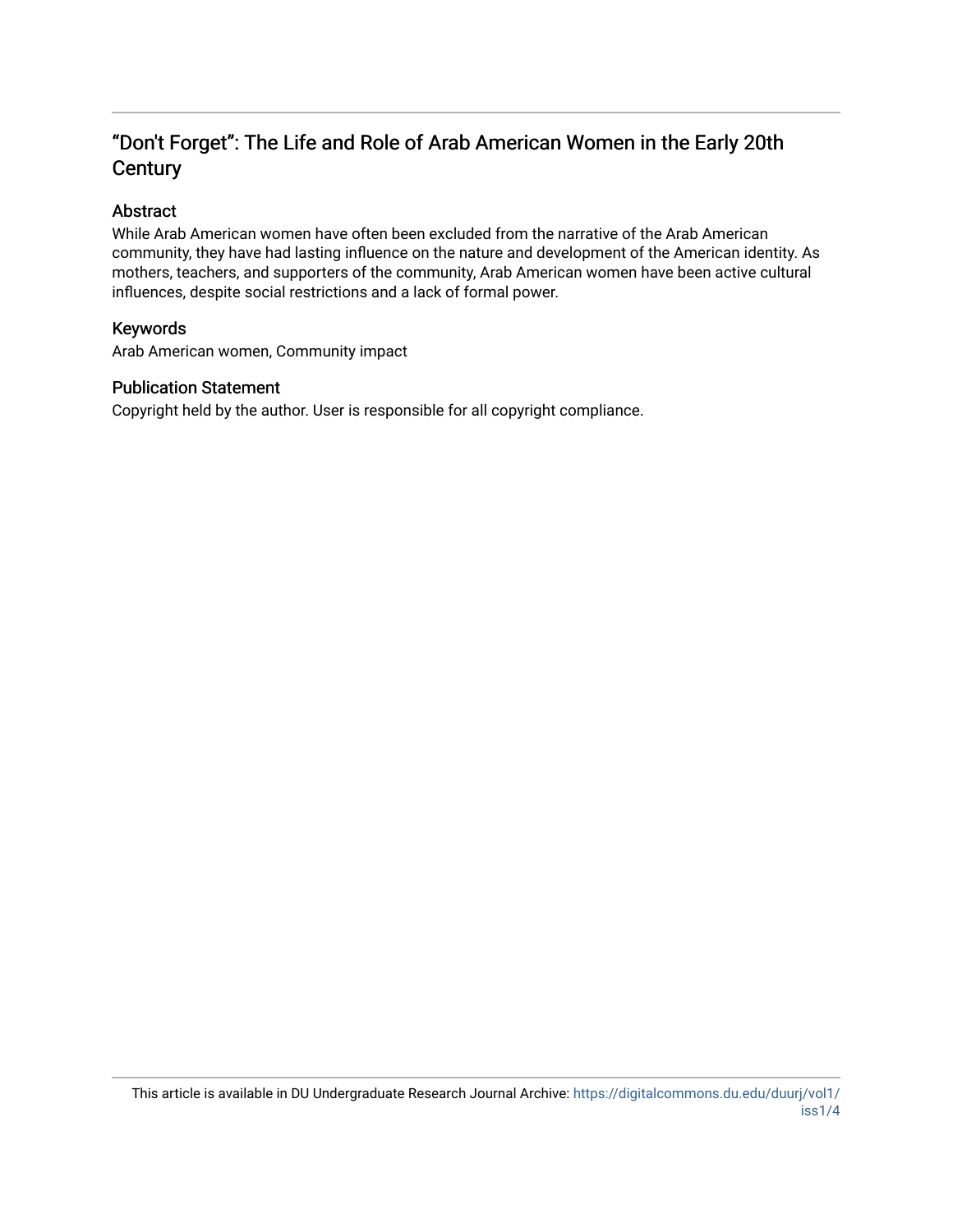# “Don't Forget”: The Life and Role of Arab American Women in the Early 20th Century

## Abstract

While Arab American women have often been excluded from the narrative of the Arab American community, they have had lasting influence on the nature and development of the American identity. As mothers, teachers, and supporters of the community, Arab American women have been active cultural influences, despite social restrictions and a lack of formal power.

## Keywords

Arab American women, Community impact

## Publication Statement

Copyright held by the author. User is responsible for all copyright compliance.

This article is available in DU Undergraduate Research Journal Archive: https://digitalcommons.du.edu/duurj/vol1/iss1/4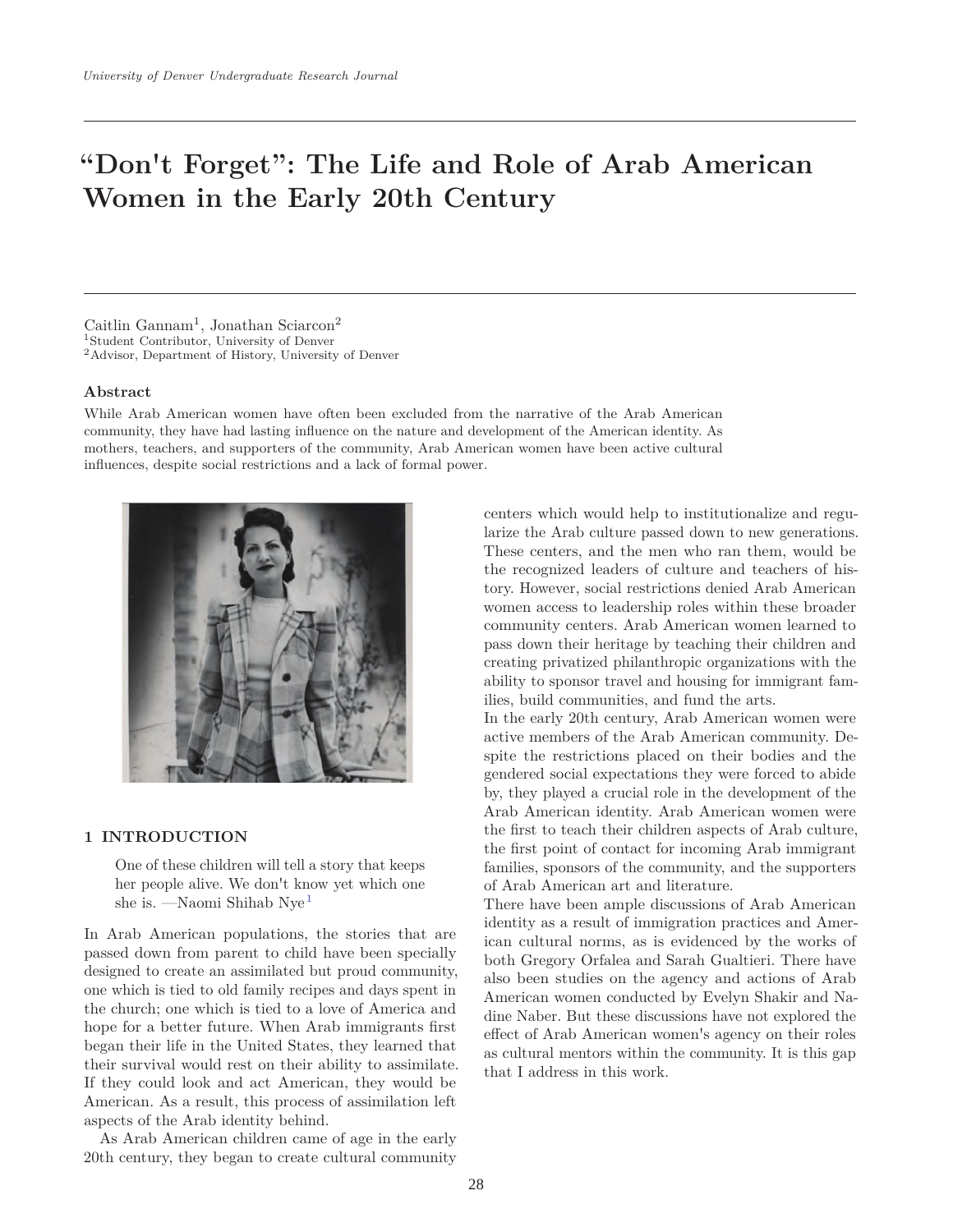# "Don't Forget": The Life and Role of Arab American Women in the Early 20th Century

Caitlin Gannam[1], Jonathan Sciarcon[2]

[1]Student Contributor, University of Denver

[2]Advisor, Department of History, University of Denver

### Abstract

While Arab American women have often been excluded from the narrative of the Arab American community, they have had lasting influence on the nature and development of the American identity. As mothers, teachers, and supporters of the community, Arab American women have been active cultural influences, despite social restrictions and a lack of formal power.

## 1 INTRODUCTION

> One of these children will tell a story that keeps her people alive. We don't know yet which one she is. —Naomi Shihab Nye[1]

In Arab American populations, the stories that are passed down from parent to child have been specially designed to create an assimilated but proud community, one which is tied to old family recipes and days spent in the church; one which is tied to a love of America and hope for a better future. When Arab immigrants first began their life in the United States, they learned that their survival would rest on their ability to assimilate. If they could look and act American, they would be American. As a result, this process of assimilation left aspects of the Arab identity behind.

As Arab American children came of age in the early 20th century, they began to create cultural community centers which would help to institutionalize and regularize the Arab culture passed down to new generations. These centers, and the men who ran them, would be the recognized leaders of culture and teachers of history. However, social restrictions denied Arab American women access to leadership roles within these broader community centers. Arab American women learned to pass down their heritage by teaching their children and creating privatized philanthropic organizations with the ability to sponsor travel and housing for immigrant families, build communities, and fund the arts.

In the early 20th century, Arab American women were active members of the Arab American community. Despite the restrictions placed on their bodies and the gendered social expectations they were forced to abide by, they played a crucial role in the development of the Arab American identity. Arab American women were the first to teach their children aspects of Arab culture, the first point of contact for incoming Arab immigrant families, sponsors of the community, and the supporters of Arab American art and literature.

There have been ample discussions of Arab American identity as a result of immigration practices and American cultural norms, as is evidenced by the works of both Gregory Orfalea and Sarah Gualtieri. There have also been studies on the agency and actions of Arab American women conducted by Evelyn Shakir and Nadine Naber. But these discussions have not explored the effect of Arab American women's agency on their roles as cultural mentors within the community. It is this gap that I address in this work.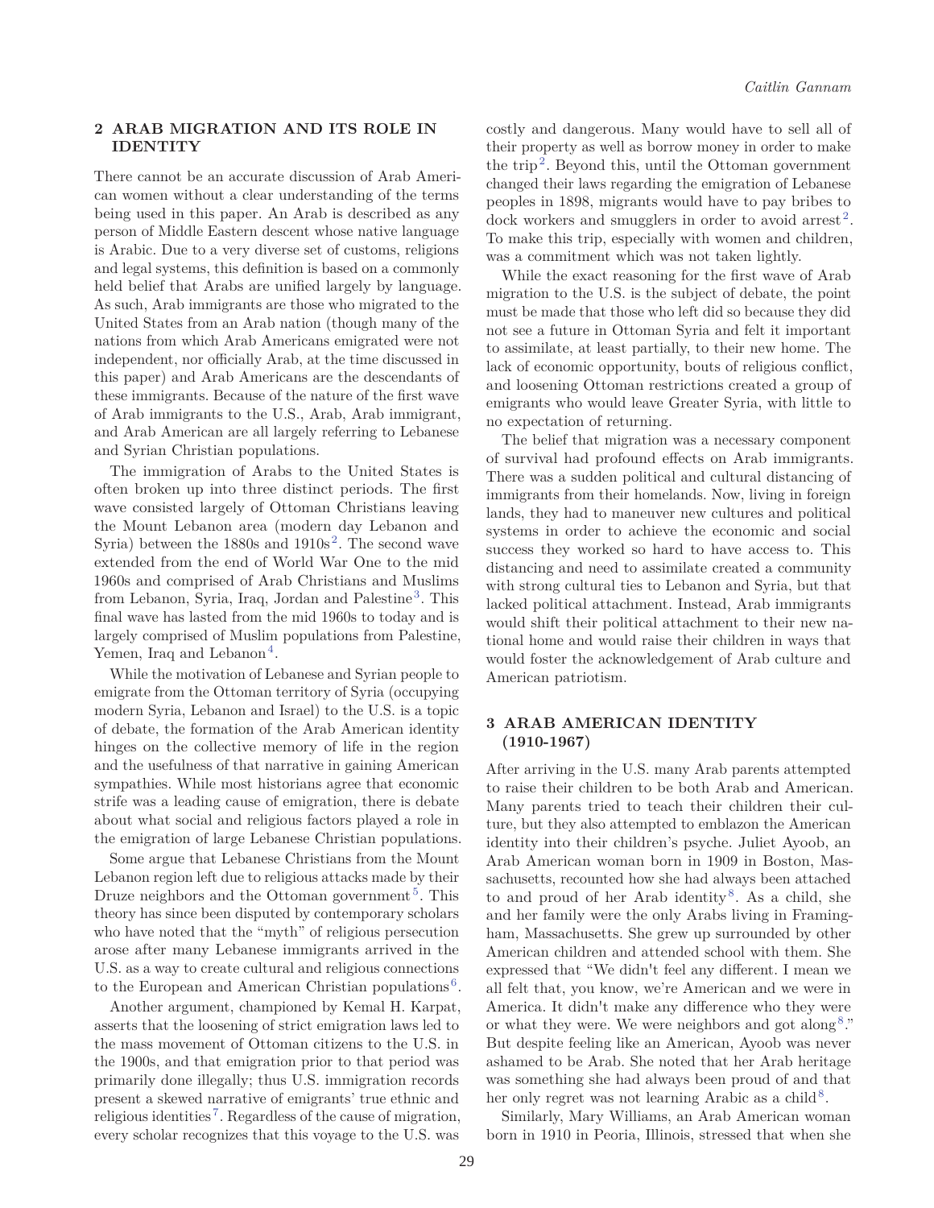## 2 ARAB MIGRATION AND ITS ROLE IN IDENTITY

There cannot be an accurate discussion of Arab American women without a clear understanding of the terms being used in this paper. An Arab is described as any person of Middle Eastern descent whose native language is Arabic. Due to a very diverse set of customs, religions and legal systems, this definition is based on a commonly held belief that Arabs are unified largely by language. As such, Arab immigrants are those who migrated to the United States from an Arab nation (though many of the nations from which Arab Americans emigrated were not independent, nor officially Arab, at the time discussed in this paper) and Arab Americans are the descendants of these immigrants. Because of the nature of the first wave of Arab immigrants to the U.S., Arab, Arab immigrant, and Arab American are all largely referring to Lebanese and Syrian Christian populations.

The immigration of Arabs to the United States is often broken up into three distinct periods. The first wave consisted largely of Ottoman Christians leaving the Mount Lebanon area (modern day Lebanon and Syria) between the 1880s and 1910s[2]. The second wave extended from the end of World War One to the mid 1960s and comprised of Arab Christians and Muslims from Lebanon, Syria, Iraq, Jordan and Palestine[3]. This final wave has lasted from the mid 1960s to today and is largely comprised of Muslim populations from Palestine, Yemen, Iraq and Lebanon[4].

While the motivation of Lebanese and Syrian people to emigrate from the Ottoman territory of Syria (occupying modern Syria, Lebanon and Israel) to the U.S. is a topic of debate, the formation of the Arab American identity hinges on the collective memory of life in the region and the usefulness of that narrative in gaining American sympathies. While most historians agree that economic strife was a leading cause of emigration, there is debate about what social and religious factors played a role in the emigration of large Lebanese Christian populations.

Some argue that Lebanese Christians from the Mount Lebanon region left due to religious attacks made by their Druze neighbors and the Ottoman government[5]. This theory has since been disputed by contemporary scholars who have noted that the "myth" of religious persecution arose after many Lebanese immigrants arrived in the U.S. as a way to create cultural and religious connections to the European and American Christian populations[6].

Another argument, championed by Kemal H. Karpat, asserts that the loosening of strict emigration laws led to the mass movement of Ottoman citizens to the U.S. in the 1900s, and that emigration prior to that period was primarily done illegally; thus U.S. immigration records present a skewed narrative of emigrants' true ethnic and religious identities[7]. Regardless of the cause of migration, every scholar recognizes that this voyage to the U.S. was costly and dangerous. Many would have to sell all of their property as well as borrow money in order to make the trip[2]. Beyond this, until the Ottoman government changed their laws regarding the emigration of Lebanese peoples in 1898, migrants would have to pay bribes to dock workers and smugglers in order to avoid arrest[2]. To make this trip, especially with women and children, was a commitment which was not taken lightly.

While the exact reasoning for the first wave of Arab migration to the U.S. is the subject of debate, the point must be made that those who left did so because they did not see a future in Ottoman Syria and felt it important to assimilate, at least partially, to their new home. The lack of economic opportunity, bouts of religious conflict, and loosening Ottoman restrictions created a group of emigrants who would leave Greater Syria, with little to no expectation of returning.

The belief that migration was a necessary component of survival had profound effects on Arab immigrants. There was a sudden political and cultural distancing of immigrants from their homelands. Now, living in foreign lands, they had to maneuver new cultures and political systems in order to achieve the economic and social success they worked so hard to have access to. This distancing and need to assimilate created a community with strong cultural ties to Lebanon and Syria, but that lacked political attachment. Instead, Arab immigrants would shift their political attachment to their new national home and would raise their children in ways that would foster the acknowledgement of Arab culture and American patriotism.

## 3 ARAB AMERICAN IDENTITY (1910-1967)

After arriving in the U.S. many Arab parents attempted to raise their children to be both Arab and American. Many parents tried to teach their children their culture, but they also attempted to emblazon the American identity into their children's psyche. Juliet Ayoob, an Arab American woman born in 1909 in Boston, Massachusetts, recounted how she had always been attached to and proud of her Arab identity[8]. As a child, she and her family were the only Arabs living in Framingham, Massachusetts. She grew up surrounded by other American children and attended school with them. She expressed that "We didn't feel any different. I mean we all felt that, you know, we're American and we were in America. It didn't make any difference who they were or what they were. We were neighbors and got along[8]." But despite feeling like an American, Ayoob was never ashamed to be Arab. She noted that her Arab heritage was something she had always been proud of and that her only regret was not learning Arabic as a child[8].

Similarly, Mary Williams, an Arab American woman born in 1910 in Peoria, Illinois, stressed that when she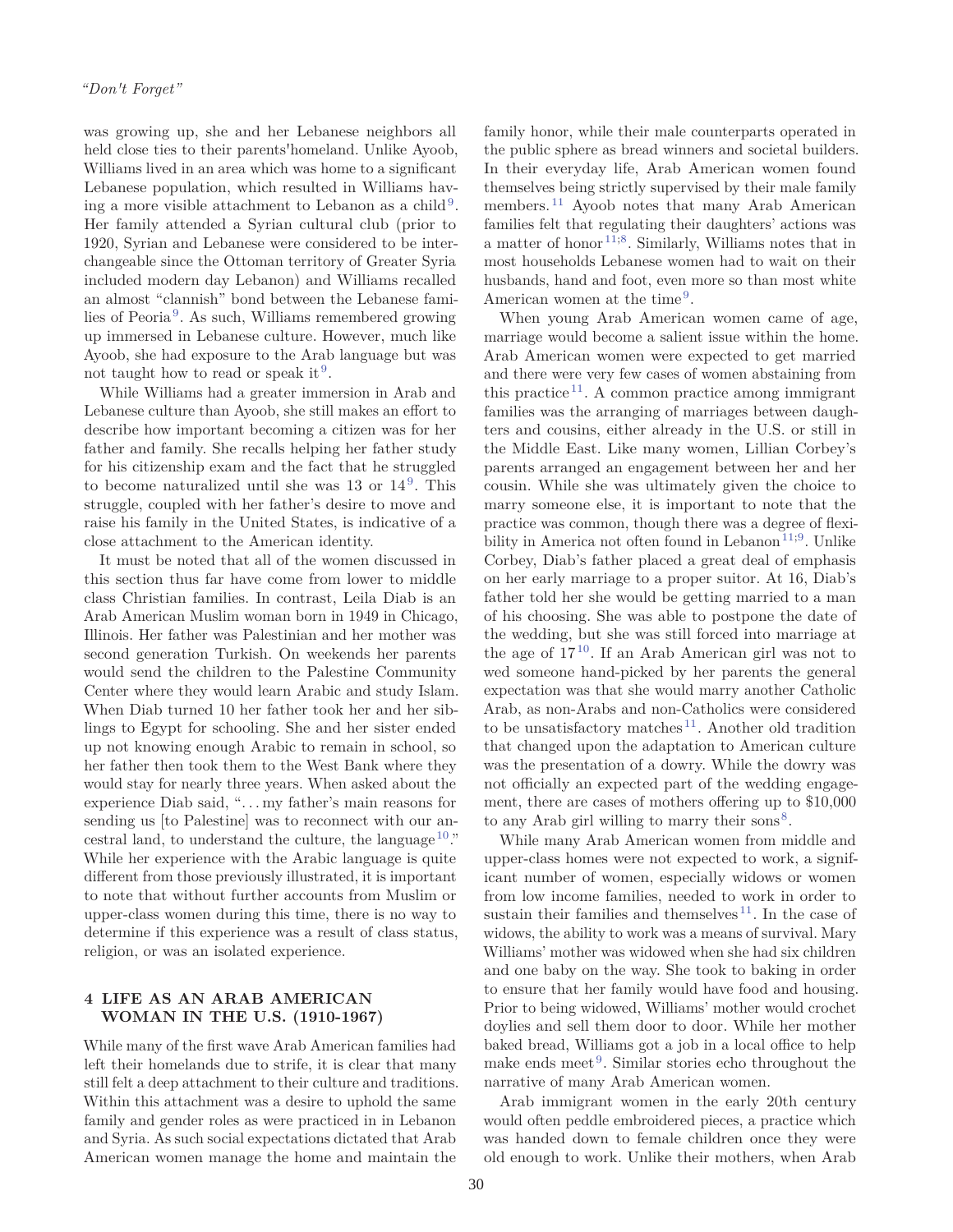was growing up, she and her Lebanese neighbors all held close ties to their parents'homeland. Unlike Ayoob, Williams lived in an area which was home to a significant Lebanese population, which resulted in Williams having a more visible attachment to Lebanon as a child[9]. Her family attended a Syrian cultural club (prior to 1920, Syrian and Lebanese were considered to be interchangeable since the Ottoman territory of Greater Syria included modern day Lebanon) and Williams recalled an almost "clannish" bond between the Lebanese families of Peoria[9]. As such, Williams remembered growing up immersed in Lebanese culture. However, much like Ayoob, she had exposure to the Arab language but was not taught how to read or speak it[9].

While Williams had a greater immersion in Arab and Lebanese culture than Ayoob, she still makes an effort to describe how important becoming a citizen was for her father and family. She recalls helping her father study for his citizenship exam and the fact that he struggled to become naturalized until she was 13 or 14[9]. This struggle, coupled with her father's desire to move and raise his family in the United States, is indicative of a close attachment to the American identity.

It must be noted that all of the women discussed in this section thus far have come from lower to middle class Christian families. In contrast, Leila Diab is an Arab American Muslim woman born in 1949 in Chicago, Illinois. Her father was Palestinian and her mother was second generation Turkish. On weekends her parents would send the children to the Palestine Community Center where they would learn Arabic and study Islam. When Diab turned 10 her father took her and her siblings to Egypt for schooling. She and her sister ended up not knowing enough Arabic to remain in school, so her father then took them to the West Bank where they would stay for nearly three years. When asked about the experience Diab said, "... my father's main reasons for sending us [to Palestine] was to reconnect with our ancestral land, to understand the culture, the language[10]." While her experience with the Arabic language is quite different from those previously illustrated, it is important to note that without further accounts from Muslim or upper-class women during this time, there is no way to determine if this experience was a result of class status, religion, or was an isolated experience.

## 4 LIFE AS AN ARAB AMERICAN WOMAN IN THE U.S. (1910-1967)

While many of the first wave Arab American families had left their homelands due to strife, it is clear that many still felt a deep attachment to their culture and traditions. Within this attachment was a desire to uphold the same family and gender roles as were practiced in in Lebanon and Syria. As such social expectations dictated that Arab American women manage the home and maintain the family honor, while their male counterparts operated in the public sphere as bread winners and societal builders. In their everyday life, Arab American women found themselves being strictly supervised by their male family members.[11] Ayoob notes that many Arab American families felt that regulating their daughters' actions was a matter of honor[11;8]. Similarly, Williams notes that in most households Lebanese women had to wait on their husbands, hand and foot, even more so than most white American women at the time[9].

When young Arab American women came of age, marriage would become a salient issue within the home. Arab American women were expected to get married and there were very few cases of women abstaining from this practice[11]. A common practice among immigrant families was the arranging of marriages between daughters and cousins, either already in the U.S. or still in the Middle East. Like many women, Lillian Corbey's parents arranged an engagement between her and her cousin. While she was ultimately given the choice to marry someone else, it is important to note that the practice was common, though there was a degree of flexibility in America not often found in Lebanon[11;9]. Unlike Corbey, Diab's father placed a great deal of emphasis on her early marriage to a proper suitor. At 16, Diab's father told her she would be getting married to a man of his choosing. She was able to postpone the date of the wedding, but she was still forced into marriage at the age of 17[10]. If an Arab American girl was not to wed someone hand-picked by her parents the general expectation was that she would marry another Catholic Arab, as non-Arabs and non-Catholics were considered to be unsatisfactory matches[11]. Another old tradition that changed upon the adaptation to American culture was the presentation of a dowry. While the dowry was not officially an expected part of the wedding engagement, there are cases of mothers offering up to $10,000 to any Arab girl willing to marry their sons[8].

While many Arab American women from middle and upper-class homes were not expected to work, a significant number of women, especially widows or women from low income families, needed to work in order to sustain their families and themselves[11]. In the case of widows, the ability to work was a means of survival. Mary Williams' mother was widowed when she had six children and one baby on the way. She took to baking in order to ensure that her family would have food and housing. Prior to being widowed, Williams' mother would crochet doylies and sell them door to door. While her mother baked bread, Williams got a job in a local office to help make ends meet[9]. Similar stories echo throughout the narrative of many Arab American women.

Arab immigrant women in the early 20th century would often peddle embroidered pieces, a practice which was handed down to female children once they were old enough to work. Unlike their mothers, when Arab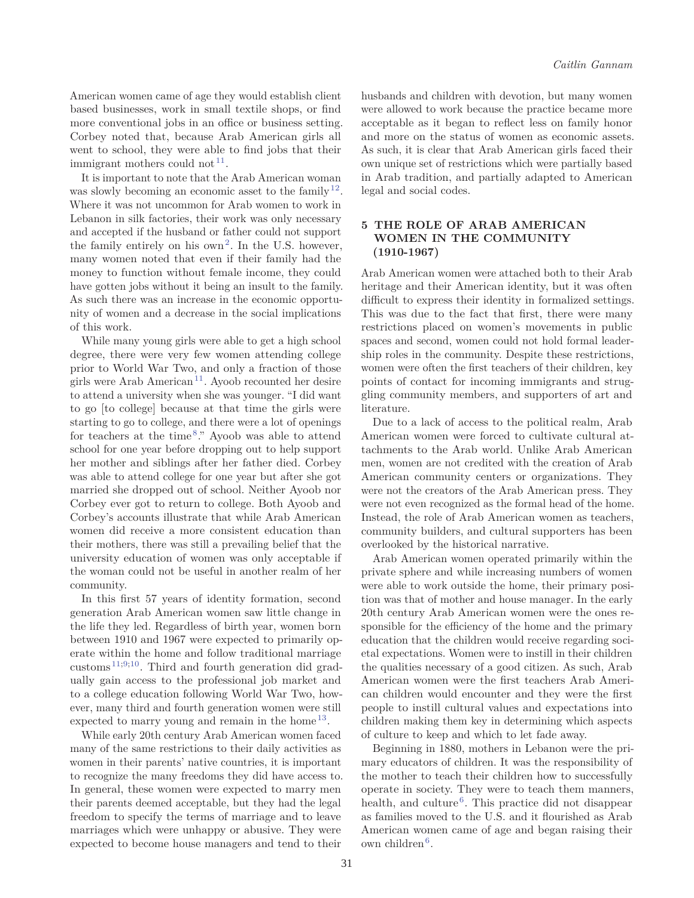American women came of age they would establish client based businesses, work in small textile shops, or find more conventional jobs in an office or business setting. Corbey noted that, because Arab American girls all went to school, they were able to find jobs that their immigrant mothers could not[11].

It is important to note that the Arab American woman was slowly becoming an economic asset to the family[12]. Where it was not uncommon for Arab women to work in Lebanon in silk factories, their work was only necessary and accepted if the husband or father could not support the family entirely on his own[2]. In the U.S. however, many women noted that even if their family had the money to function without female income, they could have gotten jobs without it being an insult to the family. As such there was an increase in the economic opportunity of women and a decrease in the social implications of this work.

While many young girls were able to get a high school degree, there were very few women attending college prior to World War Two, and only a fraction of those girls were Arab American[11]. Ayoob recounted her desire to attend a university when she was younger. "I did want to go [to college] because at that time the girls were starting to go to college, and there were a lot of openings for teachers at the time[8]." Ayoob was able to attend school for one year before dropping out to help support her mother and siblings after her father died. Corbey was able to attend college for one year but after she got married she dropped out of school. Neither Ayoob nor Corbey ever got to return to college. Both Ayoob and Corbey's accounts illustrate that while Arab American women did receive a more consistent education than their mothers, there was still a prevailing belief that the university education of women was only acceptable if the woman could not be useful in another realm of her community.

In this first 57 years of identity formation, second generation Arab American women saw little change in the life they led. Regardless of birth year, women born between 1910 and 1967 were expected to primarily operate within the home and follow traditional marriage customs[11;9;10]. Third and fourth generation did gradually gain access to the professional job market and to a college education following World War Two, however, many third and fourth generation women were still expected to marry young and remain in the home[13].

While early 20th century Arab American women faced many of the same restrictions to their daily activities as women in their parents' native countries, it is important to recognize the many freedoms they did have access to. In general, these women were expected to marry men their parents deemed acceptable, but they had the legal freedom to specify the terms of marriage and to leave marriages which were unhappy or abusive. They were expected to become house managers and tend to their husbands and children with devotion, but many women were allowed to work because the practice became more acceptable as it began to reflect less on family honor and more on the status of women as economic assets. As such, it is clear that Arab American girls faced their own unique set of restrictions which were partially based in Arab tradition, and partially adapted to American legal and social codes.

## 5 THE ROLE OF ARAB AMERICAN WOMEN IN THE COMMUNITY (1910-1967)

Arab American women were attached both to their Arab heritage and their American identity, but it was often difficult to express their identity in formalized settings. This was due to the fact that first, there were many restrictions placed on women's movements in public spaces and second, women could not hold formal leadership roles in the community. Despite these restrictions, women were often the first teachers of their children, key points of contact for incoming immigrants and struggling community members, and supporters of art and literature.

Due to a lack of access to the political realm, Arab American women were forced to cultivate cultural attachments to the Arab world. Unlike Arab American men, women are not credited with the creation of Arab American community centers or organizations. They were not the creators of the Arab American press. They were not even recognized as the formal head of the home. Instead, the role of Arab American women as teachers, community builders, and cultural supporters has been overlooked by the historical narrative.

Arab American women operated primarily within the private sphere and while increasing numbers of women were able to work outside the home, their primary position was that of mother and house manager. In the early 20th century Arab American women were the ones responsible for the efficiency of the home and the primary education that the children would receive regarding societal expectations. Women were to instill in their children the qualities necessary of a good citizen. As such, Arab American women were the first teachers Arab American children would encounter and they were the first people to instill cultural values and expectations into children making them key in determining which aspects of culture to keep and which to let fade away.

Beginning in 1880, mothers in Lebanon were the primary educators of children. It was the responsibility of the mother to teach their children how to successfully operate in society. They were to teach them manners, health, and culture[6]. This practice did not disappear as families moved to the U.S. and it flourished as Arab American women came of age and began raising their own children[6].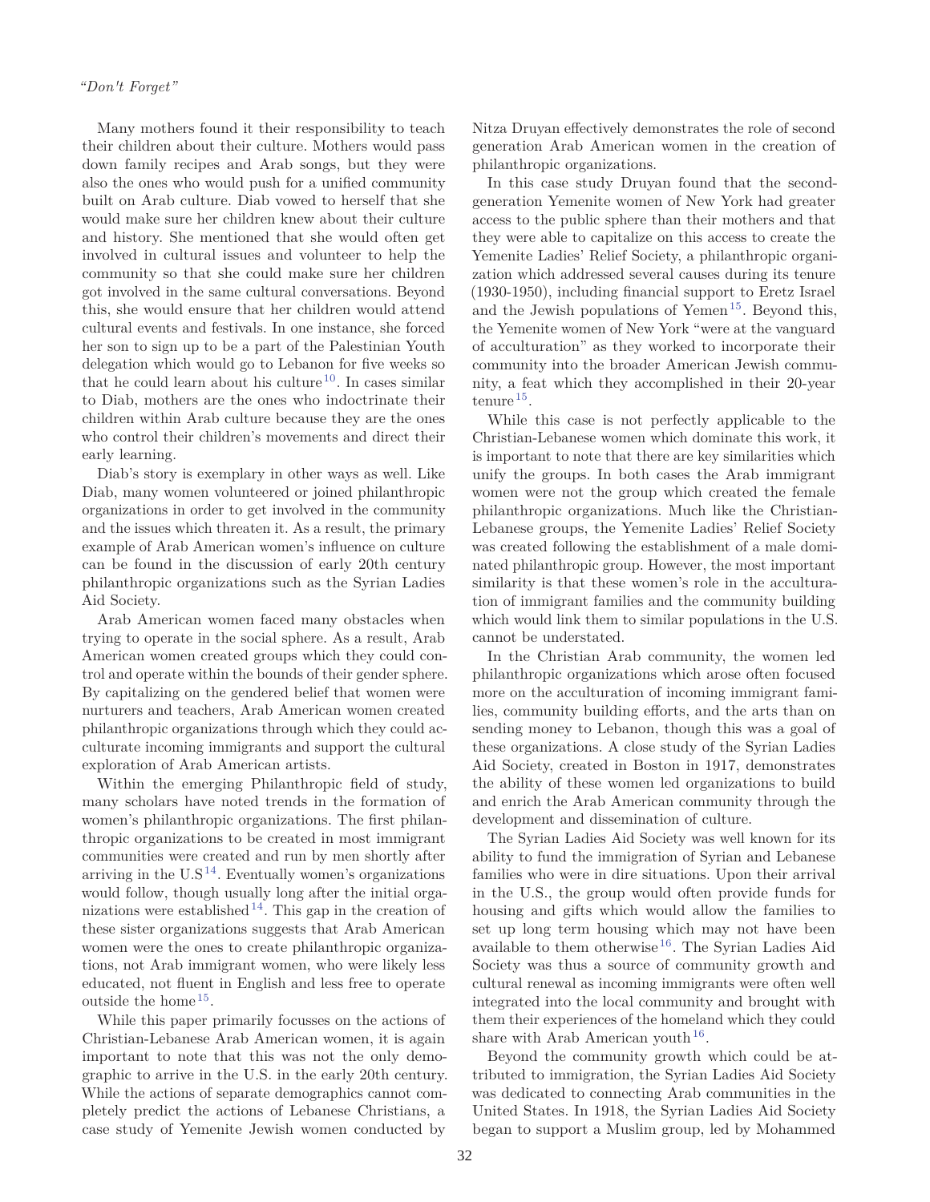Many mothers found it their responsibility to teach their children about their culture. Mothers would pass down family recipes and Arab songs, but they were also the ones who would push for a unified community built on Arab culture. Diab vowed to herself that she would make sure her children knew about their culture and history. She mentioned that she would often get involved in cultural issues and volunteer to help the community so that she could make sure her children got involved in the same cultural conversations. Beyond this, she would ensure that her children would attend cultural events and festivals. In one instance, she forced her son to sign up to be a part of the Palestinian Youth delegation which would go to Lebanon for five weeks so that he could learn about his culture[10]. In cases similar to Diab, mothers are the ones who indoctrinate their children within Arab culture because they are the ones who control their children's movements and direct their early learning.

Diab's story is exemplary in other ways as well. Like Diab, many women volunteered or joined philanthropic organizations in order to get involved in the community and the issues which threaten it. As a result, the primary example of Arab American women's influence on culture can be found in the discussion of early 20th century philanthropic organizations such as the Syrian Ladies Aid Society.

Arab American women faced many obstacles when trying to operate in the social sphere. As a result, Arab American women created groups which they could control and operate within the bounds of their gender sphere. By capitalizing on the gendered belief that women were nurturers and teachers, Arab American women created philanthropic organizations through which they could acculturate incoming immigrants and support the cultural exploration of Arab American artists.

Within the emerging Philanthropic field of study, many scholars have noted trends in the formation of women's philanthropic organizations. The first philanthropic organizations to be created in most immigrant communities were created and run by men shortly after arriving in the U.S[14]. Eventually women's organizations would follow, though usually long after the initial organizations were established[14]. This gap in the creation of these sister organizations suggests that Arab American women were the ones to create philanthropic organizations, not Arab immigrant women, who were likely less educated, not fluent in English and less free to operate outside the home[15].

While this paper primarily focusses on the actions of Christian-Lebanese Arab American women, it is again important to note that this was not the only demographic to arrive in the U.S. in the early 20th century. While the actions of separate demographics cannot completely predict the actions of Lebanese Christians, a case study of Yemenite Jewish women conducted by Nitza Druyan effectively demonstrates the role of second generation Arab American women in the creation of philanthropic organizations.

In this case study Druyan found that the second-generation Yemenite women of New York had greater access to the public sphere than their mothers and that they were able to capitalize on this access to create the Yemenite Ladies' Relief Society, a philanthropic organization which addressed several causes during its tenure (1930-1950), including financial support to Eretz Israel and the Jewish populations of Yemen[15]. Beyond this, the Yemenite women of New York "were at the vanguard of acculturation" as they worked to incorporate their community into the broader American Jewish community, a feat which they accomplished in their 20-year tenure[15].

While this case is not perfectly applicable to the Christian-Lebanese women which dominate this work, it is important to note that there are key similarities which unify the groups. In both cases the Arab immigrant women were not the group which created the female philanthropic organizations. Much like the Christian-Lebanese groups, the Yemenite Ladies' Relief Society was created following the establishment of a male dominated philanthropic group. However, the most important similarity is that these women's role in the acculturation of immigrant families and the community building which would link them to similar populations in the U.S. cannot be understated.

In the Christian Arab community, the women led philanthropic organizations which arose often focused more on the acculturation of incoming immigrant families, community building efforts, and the arts than on sending money to Lebanon, though this was a goal of these organizations. A close study of the Syrian Ladies Aid Society, created in Boston in 1917, demonstrates the ability of these women led organizations to build and enrich the Arab American community through the development and dissemination of culture.

The Syrian Ladies Aid Society was well known for its ability to fund the immigration of Syrian and Lebanese families who were in dire situations. Upon their arrival in the U.S., the group would often provide funds for housing and gifts which would allow the families to set up long term housing which may not have been available to them otherwise[16]. The Syrian Ladies Aid Society was thus a source of community growth and cultural renewal as incoming immigrants were often well integrated into the local community and brought with them their experiences of the homeland which they could share with Arab American youth[16].

Beyond the community growth which could be attributed to immigration, the Syrian Ladies Aid Society was dedicated to connecting Arab communities in the United States. In 1918, the Syrian Ladies Aid Society began to support a Muslim group, led by Mohammed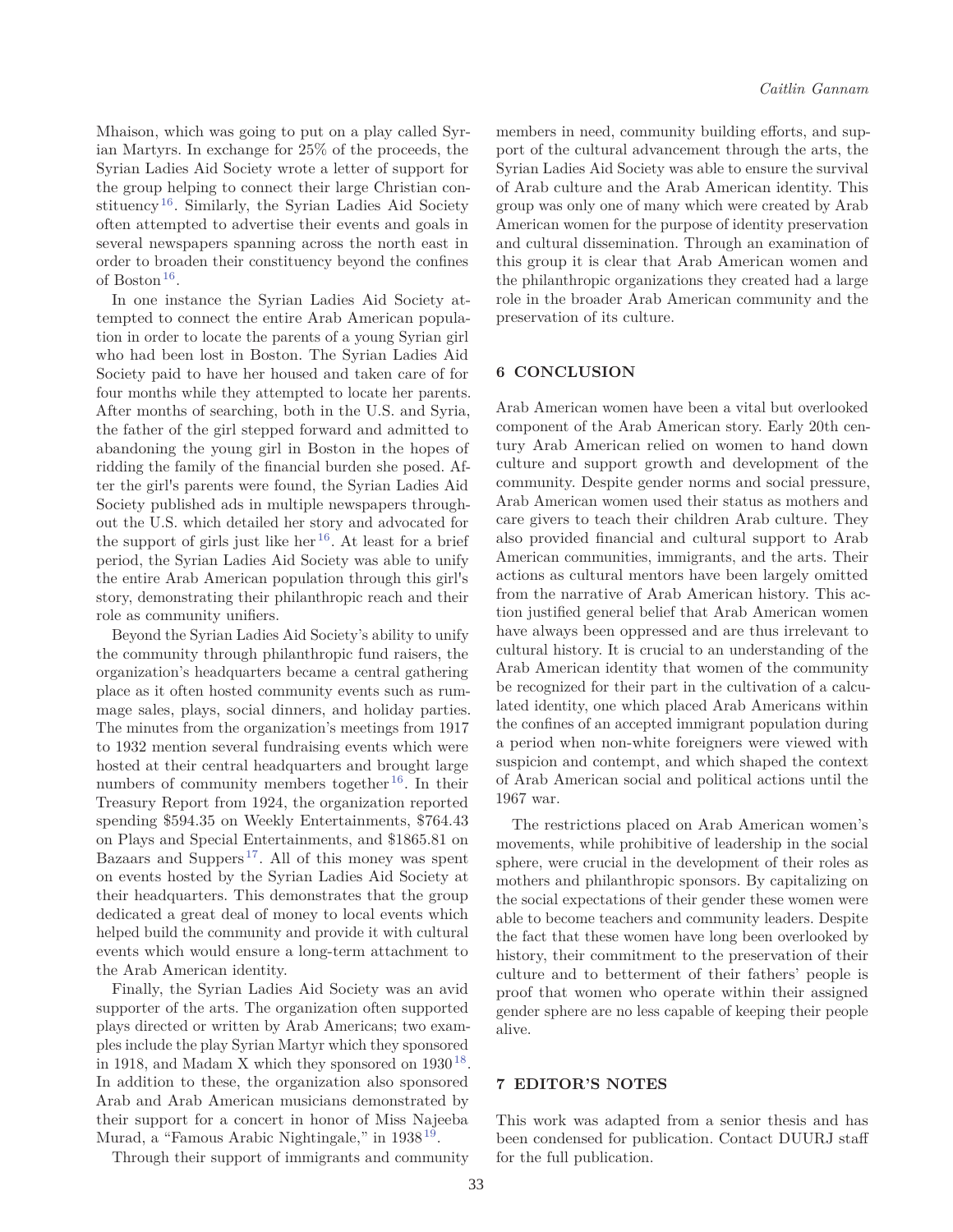Mhaison, which was going to put on a play called Syrian Martyrs. In exchange for 25% of the proceeds, the Syrian Ladies Aid Society wrote a letter of support for the group helping to connect their large Christian constituency[16]. Similarly, the Syrian Ladies Aid Society often attempted to advertise their events and goals in several newspapers spanning across the north east in order to broaden their constituency beyond the confines of Boston[16].

In one instance the Syrian Ladies Aid Society attempted to connect the entire Arab American population in order to locate the parents of a young Syrian girl who had been lost in Boston. The Syrian Ladies Aid Society paid to have her housed and taken care of for four months while they attempted to locate her parents. After months of searching, both in the U.S. and Syria, the father of the girl stepped forward and admitted to abandoning the young girl in Boston in the hopes of ridding the family of the financial burden she posed. After the girl's parents were found, the Syrian Ladies Aid Society published ads in multiple newspapers throughout the U.S. which detailed her story and advocated for the support of girls just like her[16]. At least for a brief period, the Syrian Ladies Aid Society was able to unify the entire Arab American population through this girl's story, demonstrating their philanthropic reach and their role as community unifiers.

Beyond the Syrian Ladies Aid Society's ability to unify the community through philanthropic fund raisers, the organization's headquarters became a central gathering place as it often hosted community events such as rummage sales, plays, social dinners, and holiday parties. The minutes from the organization's meetings from 1917 to 1932 mention several fundraising events which were hosted at their central headquarters and brought large numbers of community members together[16]. In their Treasury Report from 1924, the organization reported spending \$594.35 on Weekly Entertainments, \$764.43 on Plays and Special Entertainments, and \$1865.81 on Bazaars and Suppers[17]. All of this money was spent on events hosted by the Syrian Ladies Aid Society at their headquarters. This demonstrates that the group dedicated a great deal of money to local events which helped build the community and provide it with cultural events which would ensure a long-term attachment to the Arab American identity.

Finally, the Syrian Ladies Aid Society was an avid supporter of the arts. The organization often supported plays directed or written by Arab Americans; two examples include the play Syrian Martyr which they sponsored in 1918, and Madam X which they sponsored on 1930[18]. In addition to these, the organization also sponsored Arab and Arab American musicians demonstrated by their support for a concert in honor of Miss Najeeba Murad, a "Famous Arabic Nightingale," in 1938[19].

Through their support of immigrants and community members in need, community building efforts, and support of the cultural advancement through the arts, the Syrian Ladies Aid Society was able to ensure the survival of Arab culture and the Arab American identity. This group was only one of many which were created by Arab American women for the purpose of identity preservation and cultural dissemination. Through an examination of this group it is clear that Arab American women and the philanthropic organizations they created had a large role in the broader Arab American community and the preservation of its culture.

## 6 CONCLUSION

Arab American women have been a vital but overlooked component of the Arab American story. Early 20th century Arab American relied on women to hand down culture and support growth and development of the community. Despite gender norms and social pressure, Arab American women used their status as mothers and care givers to teach their children Arab culture. They also provided financial and cultural support to Arab American communities, immigrants, and the arts. Their actions as cultural mentors have been largely omitted from the narrative of Arab American history. This action justified general belief that Arab American women have always been oppressed and are thus irrelevant to cultural history. It is crucial to an understanding of the Arab American identity that women of the community be recognized for their part in the cultivation of a calculated identity, one which placed Arab Americans within the confines of an accepted immigrant population during a period when non-white foreigners were viewed with suspicion and contempt, and which shaped the context of Arab American social and political actions until the 1967 war.

The restrictions placed on Arab American women's movements, while prohibitive of leadership in the social sphere, were crucial in the development of their roles as mothers and philanthropic sponsors. By capitalizing on the social expectations of their gender these women were able to become teachers and community leaders. Despite the fact that these women have long been overlooked by history, their commitment to the preservation of their culture and to betterment of their fathers' people is proof that women who operate within their assigned gender sphere are no less capable of keeping their people alive.

## 7 EDITOR'S NOTES

This work was adapted from a senior thesis and has been condensed for publication. Contact DUURJ staff for the full publication.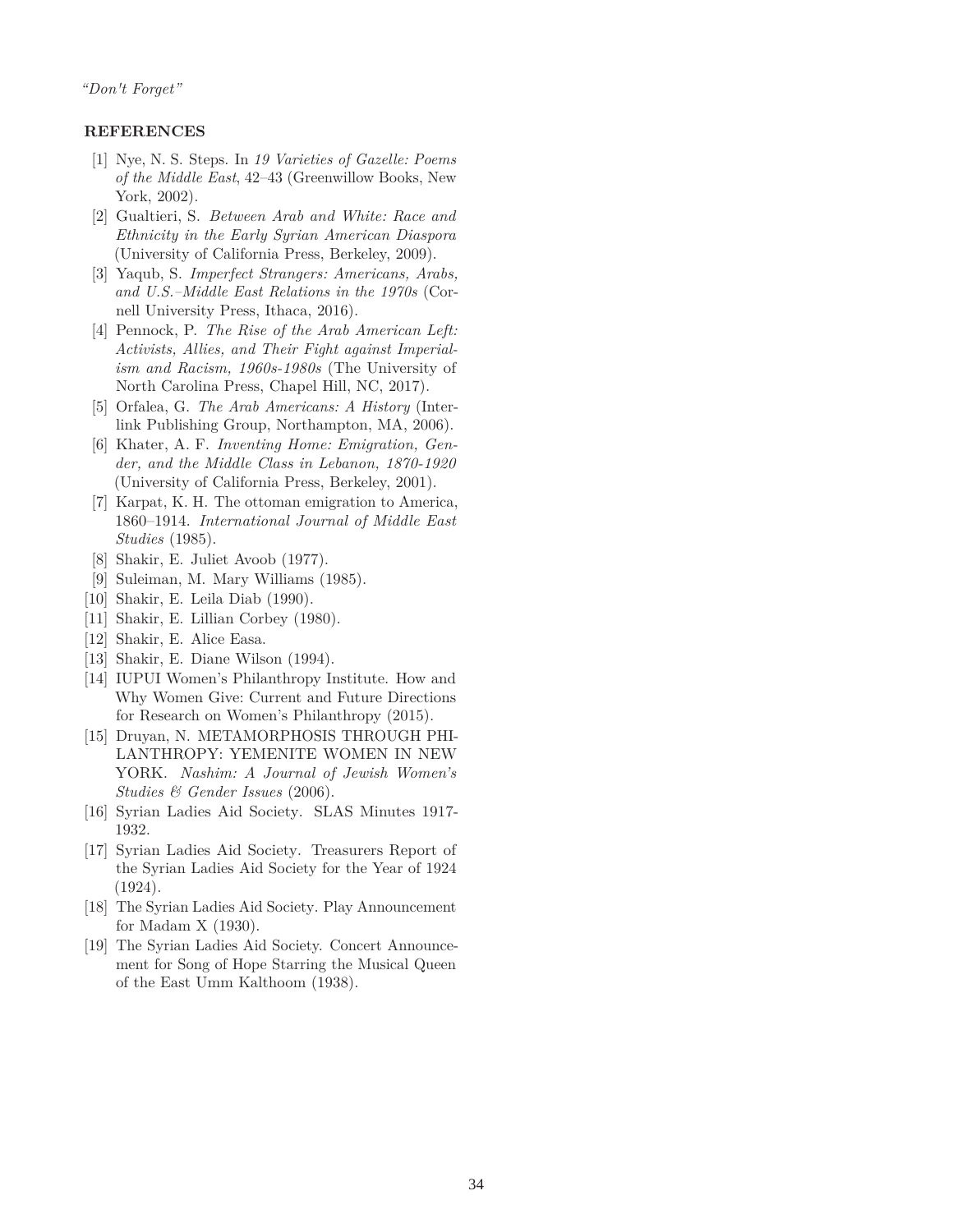## REFERENCES

[1] Nye, N. S. Steps. In *19 Varieties of Gazelle: Poems of the Middle East*, 42–43 (Greenwillow Books, New York, 2002).

[2] Gualtieri, S. *Between Arab and White: Race and Ethnicity in the Early Syrian American Diaspora* (University of California Press, Berkeley, 2009).

[3] Yaqub, S. *Imperfect Strangers: Americans, Arabs, and U.S.–Middle East Relations in the 1970s* (Cornell University Press, Ithaca, 2016).

[4] Pennock, P. *The Rise of the Arab American Left: Activists, Allies, and Their Fight against Imperialism and Racism, 1960s-1980s* (The University of North Carolina Press, Chapel Hill, NC, 2017).

[5] Orfalea, G. *The Arab Americans: A History* (Interlink Publishing Group, Northampton, MA, 2006).

[6] Khater, A. F. *Inventing Home: Emigration, Gender, and the Middle Class in Lebanon, 1870-1920* (University of California Press, Berkeley, 2001).

[7] Karpat, K. H. The ottoman emigration to America, 1860–1914. *International Journal of Middle East Studies* (1985).

[8] Shakir, E. Juliet Avoob (1977).

[9] Suleiman, M. Mary Williams (1985).

[10] Shakir, E. Leila Diab (1990).

[11] Shakir, E. Lillian Corbey (1980).

[12] Shakir, E. Alice Easa.

[13] Shakir, E. Diane Wilson (1994).

[14] IUPUI Women's Philanthropy Institute. How and Why Women Give: Current and Future Directions for Research on Women's Philanthropy (2015).

[15] Druyan, N. METAMORPHOSIS THROUGH PHILANTHROPY: YEMENITE WOMEN IN NEW YORK. *Nashim: A Journal of Jewish Women's Studies & Gender Issues* (2006).

[16] Syrian Ladies Aid Society. SLAS Minutes 1917-1932.

[17] Syrian Ladies Aid Society. Treasurers Report of the Syrian Ladies Aid Society for the Year of 1924 (1924).

[18] The Syrian Ladies Aid Society. Play Announcement for Madam X (1930).

[19] The Syrian Ladies Aid Society. Concert Announcement for Song of Hope Starring the Musical Queen of the East Umm Kalthoom (1938).